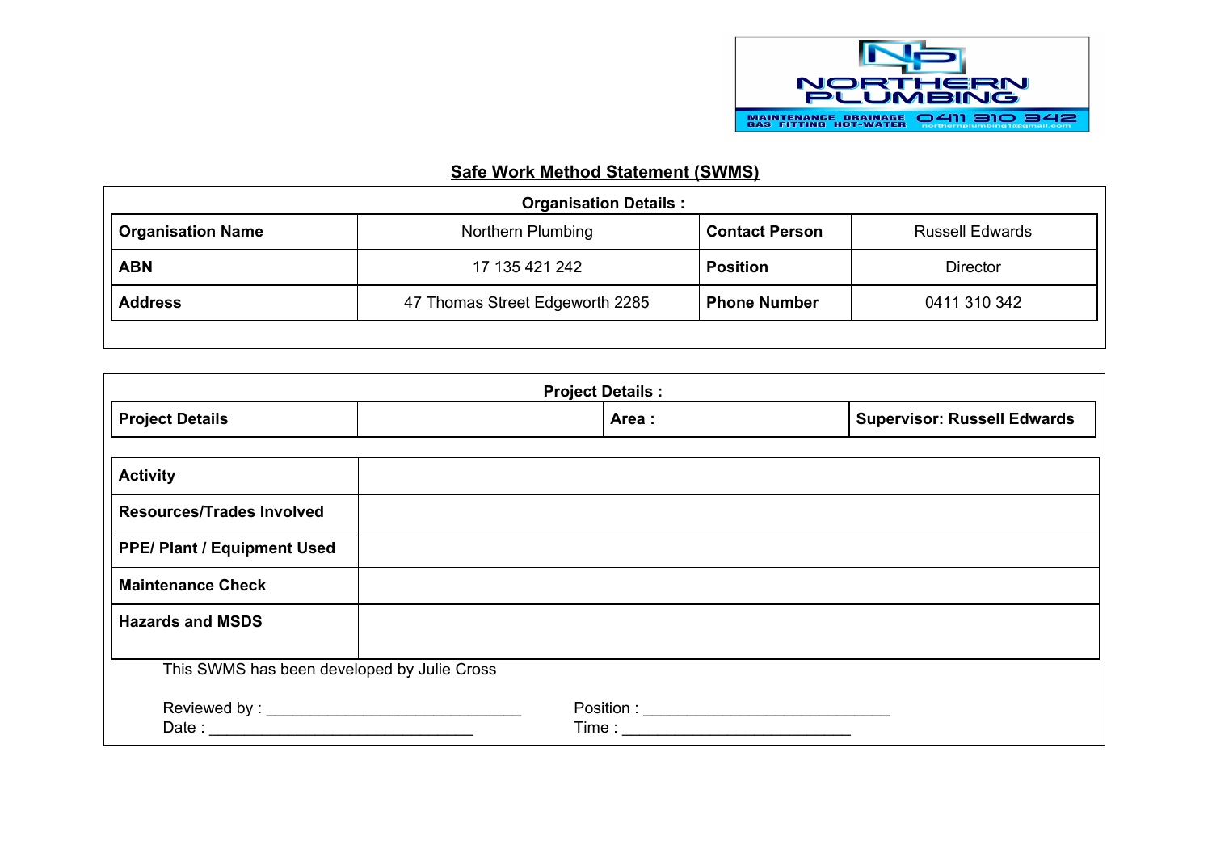NORTHERN PLUMBING

MAINTENANCE DRAINAGE GAS FITTING HOT-WATER 0411 310 342 northernplumbing1@gmail.com

## Safe Work Method Statement (SWMS)

**Organisation Details :**

| **Organisation Name** | Northern Plumbing | **Contact Person** | Russell Edwards |
|---|---|---|---|
| **ABN** | 17 135 421 242 | **Position** | Director |
| **Address** | 47 Thomas Street Edgeworth 2285 | **Phone Number** | 0411 310 342 |

**Project Details :**

| **Project Details** | | **Area :** | **Supervisor: Russell Edwards** |
|---|---|---|---|

| | |
|---|---|
| **Activity** | |
| **Resources/Trades Involved** | |
| **PPE/ Plant / Equipment Used** | |
| **Maintenance Check** | |
| **Hazards and MSDS** | |

This SWMS has been developed by Julie Cross

Reviewed by : ______________________________ Position : ____________________________

Date : _______________________________ Time : ___________________________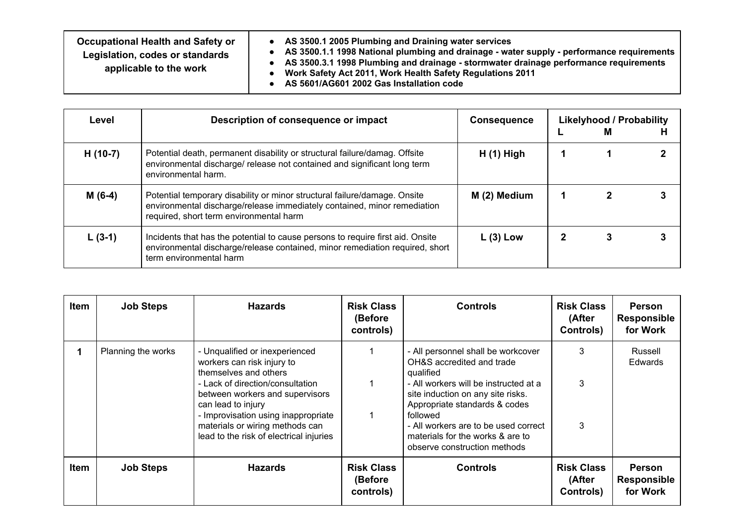| Occupational Health and Safety or Legislation, codes or standards applicable to the work | <ul><li>AS 3500.1 2005 Plumbing and Draining water services</li><li>AS 3500.1.1 1998 National plumbing and drainage - water supply - performance requirements</li><li>AS 3500.3.1 1998 Plumbing and drainage - stormwater drainage performance requirements</li><li>Work Safety Act 2011, Work Health Safety Regulations 2011</li><li>AS 5601/AG601 2002 Gas Installation code</li></ul> |
|---|---|

| Level | Description of consequence or impact | Consequence | Likelyhood / Probability | | |
|---|---|---|---|---|---|
| | | | L | M | H |
| H (10-7) | Potential death, permanent disability or structural failure/damag. Offsite environmental discharge/ release not contained and significant long term environmental harm. | H (1) High | 1 | 1 | 2 |
| M (6-4) | Potential temporary disability or minor structural failure/damage. Onsite environmental discharge/release immediately contained, minor remediation required, short term environmental harm | M (2) Medium | 1 | 2 | 3 |
| L (3-1) | Incidents that has the potential to cause persons to require first aid. Onsite environmental discharge/release contained, minor remediation required, short term environmental harm | L (3) Low | 2 | 3 | 3 |

| Item | Job Steps | Hazards | Risk Class (Before controls) | Controls | Risk Class (After Controls) | Person Responsible for Work |
|---|---|---|---|---|---|---|
| 1 | Planning the works | - Unqualified or inexperienced workers can risk injury to themselves and others<br>- Lack of direction/consultation between workers and supervisors can lead to injury<br>- Improvisation using inappropriate materials or wiring methods can lead to the risk of electrical injuries | 1<br><br>1<br><br>1 | - All personnel shall be workcover OH&S accredited and trade qualified<br>- All workers will be instructed at a site induction on any site risks. Appropriate standards & codes followed<br>- All workers are to be used correct materials for the works & are to observe construction methods | 3<br><br>3<br><br>3 | Russell Edwards |
| **Item** | **Job Steps** | **Hazards** | **Risk Class (Before controls)** | **Controls** | **Risk Class (After Controls)** | **Person Responsible for Work** |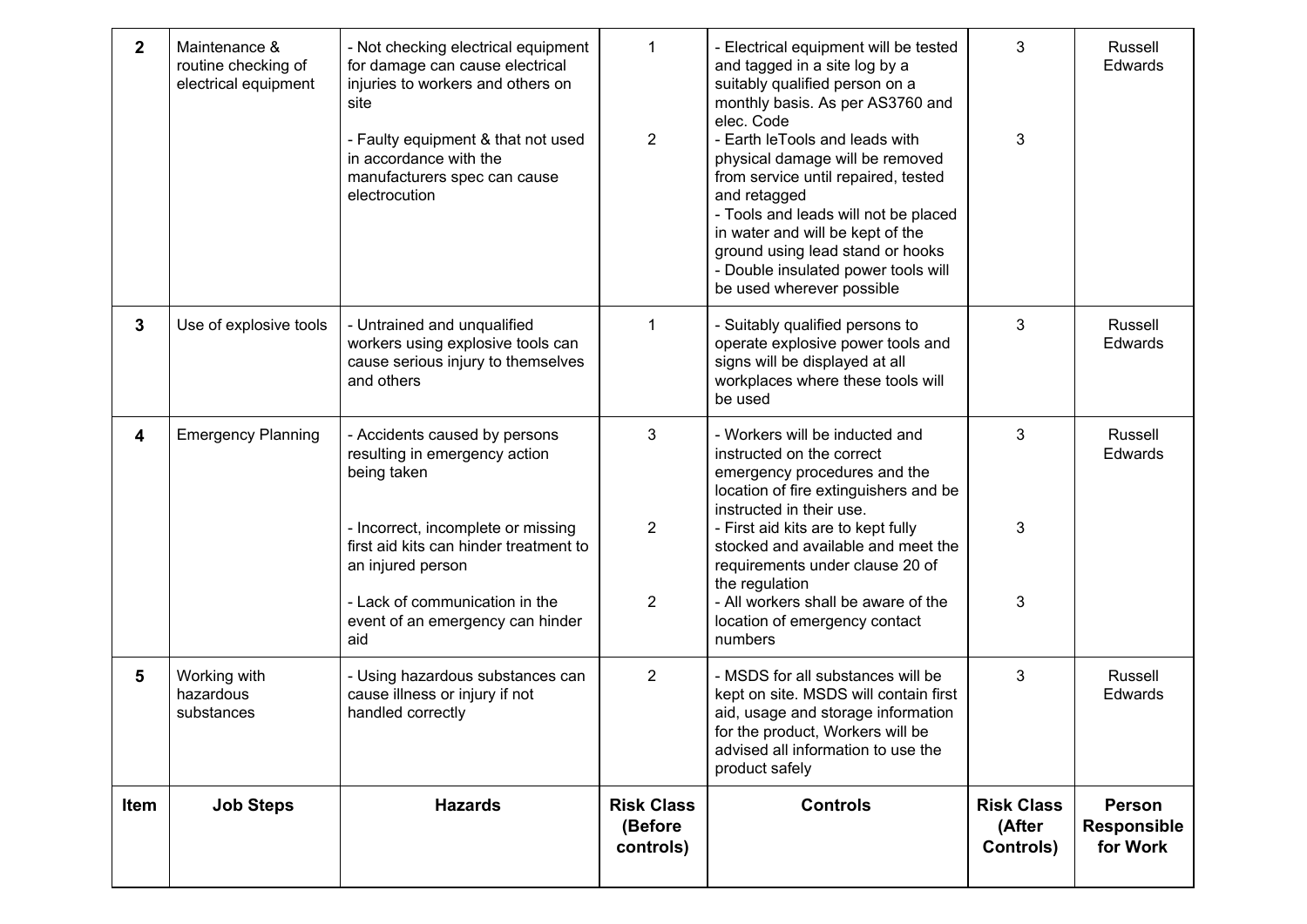| Item | Job Steps | Hazards | Risk Class (Before controls) | Controls | Risk Class (After Controls) | Person Responsible for Work |
|---|---|---|---|---|---|---|
| **2** | Maintenance & routine checking of electrical equipment | - Not checking electrical equipment for damage can cause electrical injuries to workers and others on site<br>- Faulty equipment & that not used in accordance with the manufacturers spec can cause electrocution | 1<br>2 | - Electrical equipment will be tested and tagged in a site log by a suitably qualified person on a monthly basis. As per AS3760 and elec. Code<br>- Earth leTools and leads with physical damage will be removed from service until repaired, tested and retagged<br>- Tools and leads will not be placed in water and will be kept of the ground using lead stand or hooks<br>- Double insulated power tools will be used wherever possible | 3<br>3 | Russell Edwards |
| **3** | Use of explosive tools | - Untrained and unqualified workers using explosive tools can cause serious injury to themselves and others | 1 | - Suitably qualified persons to operate explosive power tools and signs will be displayed at all workplaces where these tools will be used | 3 | Russell Edwards |
| **4** | Emergency Planning | - Accidents caused by persons resulting in emergency action being taken<br>- Incorrect, incomplete or missing first aid kits can hinder treatment to an injured person<br>- Lack of communication in the event of an emergency can hinder aid | 3<br>2<br>2 | - Workers will be inducted and instructed on the correct emergency procedures and the location of fire extinguishers and be instructed in their use.<br>- First aid kits are to kept fully stocked and available and meet the requirements under clause 20 of the regulation<br>- All workers shall be aware of the location of emergency contact numbers | 3<br>3<br>3 | Russell Edwards |
| **5** | Working with hazardous substances | - Using hazardous substances can cause illness or injury if not handled correctly | 2 | - MSDS for all substances will be kept on site. MSDS will contain first aid, usage and storage information for the product, Workers will be advised all information to use the product safely | 3 | Russell Edwards |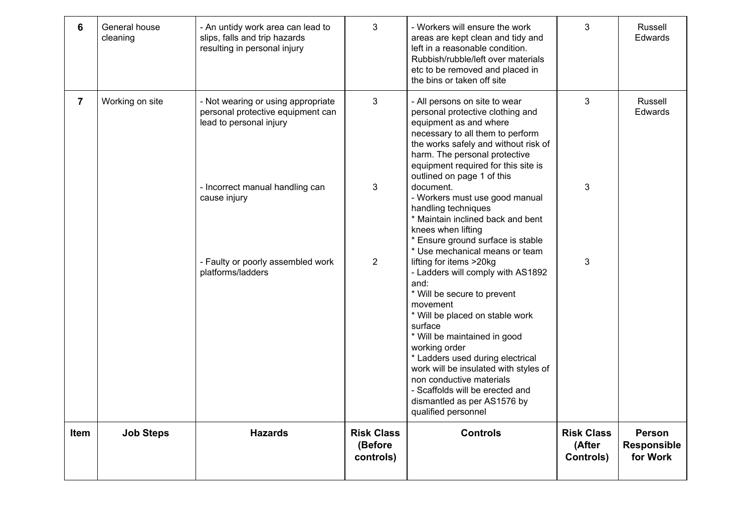| Item | Job Steps | Hazards | Risk Class (Before controls) | Controls | Risk Class (After Controls) | Person Responsible for Work |
|---|---|---|---|---|---|---|
| 6 | General house cleaning | - An untidy work area can lead to slips, falls and trip hazards resulting in personal injury | 3 | - Workers will ensure the work areas are kept clean and tidy and left in a reasonable condition. Rubbish/rubble/left over materials etc to be removed and placed in the bins or taken off site | 3 | Russell Edwards |
| 7 | Working on site | - Not wearing or using appropriate personal protective equipment can lead to personal injury<br><br>- Incorrect manual handling can cause injury<br><br>- Faulty or poorly assembled work platforms/ladders | 3<br><br>3<br><br>2 | - All persons on site to wear personal protective clothing and equipment as and where necessary to all them to perform the works safely and without risk of harm. The personal protective equipment required for this site is outlined on page 1 of this document.<br>- Workers must use good manual handling techniques<br>* Maintain inclined back and bent knees when lifting<br>* Ensure ground surface is stable<br>* Use mechanical means or team lifting for items >20kg<br>- Ladders will comply with AS1892 and:<br>* Will be secure to prevent movement<br>* Will be placed on stable work surface<br>* Will be maintained in good working order<br>* Ladders used during electrical work will be insulated with styles of non conductive materials<br>- Scaffolds will be erected and dismantled as per AS1576 by qualified personnel | 3<br><br>3<br><br>3 | Russell Edwards |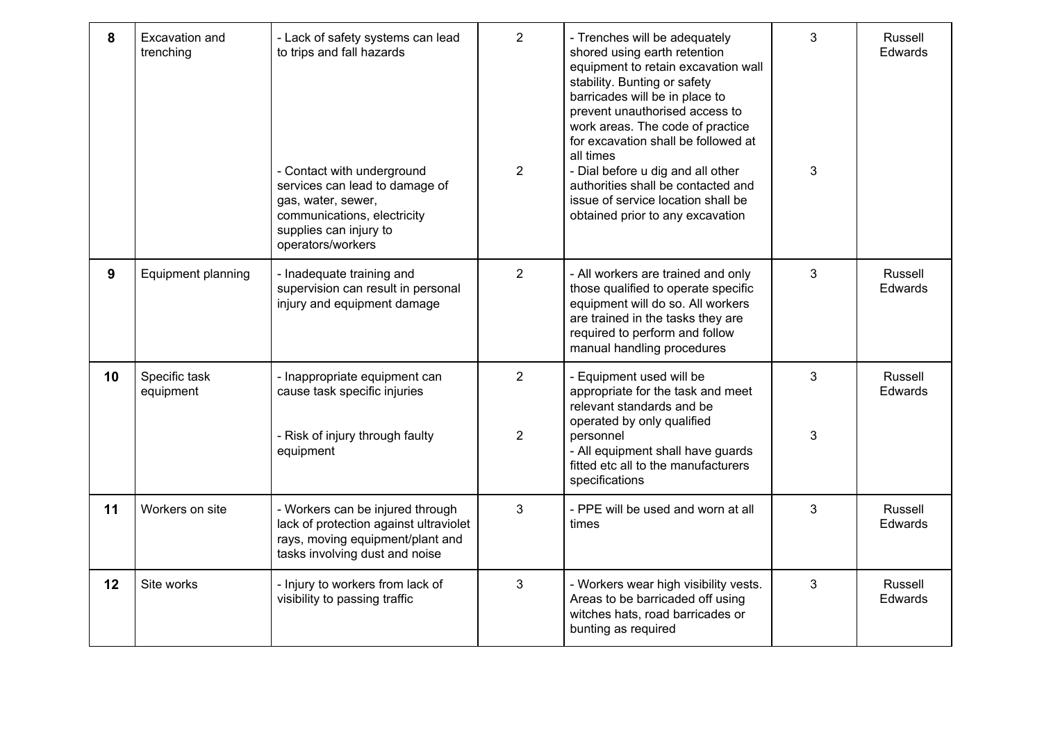| 8 | Excavation and trenching | - Lack of safety systems can lead to trips and fall hazards<br><br>- Contact with underground services can lead to damage of gas, water, sewer, communications, electricity supplies can injury to operators/workers | 2<br><br>2 | - Trenches will be adequately shored using earth retention equipment to retain excavation wall stability. Bunting or safety barricades will be in place to prevent unauthorised access to work areas. The code of practice for excavation shall be followed at all times<br>- Dial before u dig and all other authorities shall be contacted and issue of service location shall be obtained prior to any excavation | 3<br><br>3 | Russell Edwards |
|---|---|---|---|---|---|---|
| 9 | Equipment planning | - Inadequate training and supervision can result in personal injury and equipment damage | 2 | - All workers are trained and only those qualified to operate specific equipment will do so. All workers are trained in the tasks they are required to perform and follow manual handling procedures | 3 | Russell Edwards |
| 10 | Specific task equipment | - Inappropriate equipment can cause task specific injuries<br><br>- Risk of injury through faulty equipment | 2<br><br>2 | - Equipment used will be appropriate for the task and meet relevant standards and be operated by only qualified personnel<br>- All equipment shall have guards fitted etc all to the manufacturers specifications | 3<br><br>3 | Russell Edwards |
| 11 | Workers on site | - Workers can be injured through lack of protection against ultraviolet rays, moving equipment/plant and tasks involving dust and noise | 3 | - PPE will be used and worn at all times | 3 | Russell Edwards |
| 12 | Site works | - Injury to workers from lack of visibility to passing traffic | 3 | - Workers wear high visibility vests. Areas to be barricaded off using witches hats, road barricades or bunting as required | 3 | Russell Edwards |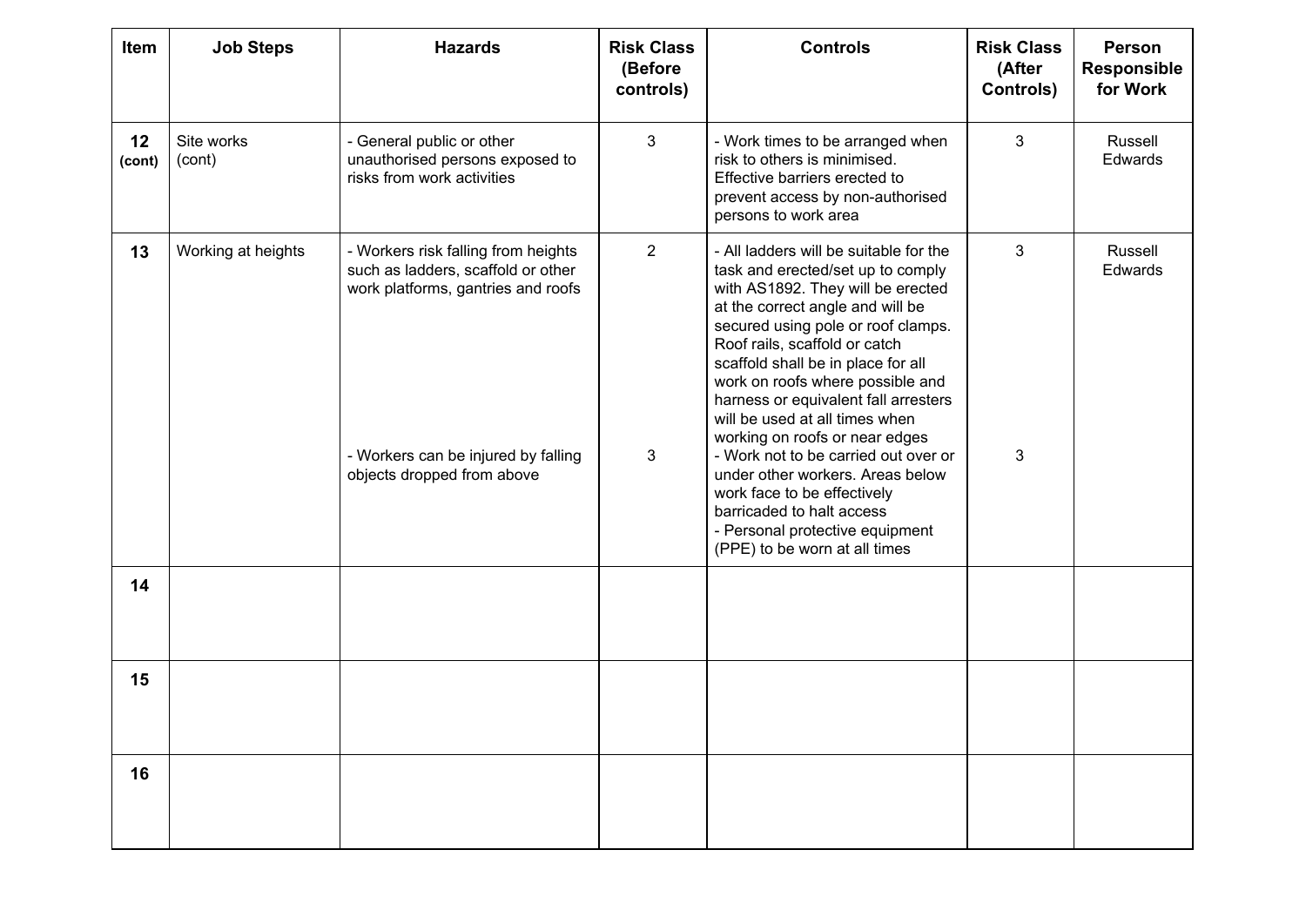| Item | Job Steps | Hazards | Risk Class (Before controls) | Controls | Risk Class (After Controls) | Person Responsible for Work |
|---|---|---|---|---|---|---|
| **12 (cont)** | Site works (cont) | - General public or other unauthorised persons exposed to risks from work activities | 3 | - Work times to be arranged when risk to others is minimised. Effective barriers erected to prevent access by non-authorised persons to work area | 3 | Russell Edwards |
| **13** | Working at heights | - Workers risk falling from heights such as ladders, scaffold or other work platforms, gantries and roofs<br><br>- Workers can be injured by falling objects dropped from above | 2<br><br>3 | - All ladders will be suitable for the task and erected/set up to comply with AS1892. They will be erected at the correct angle and will be secured using pole or roof clamps. Roof rails, scaffold or catch scaffold shall be in place for all work on roofs where possible and harness or equivalent fall arresters will be used at all times when working on roofs or near edges<br>- Work not to be carried out over or under other workers. Areas below work face to be effectively barricaded to halt access<br>- Personal protective equipment (PPE) to be worn at all times | 3<br><br>3 | Russell Edwards |
| **14** | | | | | | |
| **15** | | | | | | |
| **16** | | | | | | |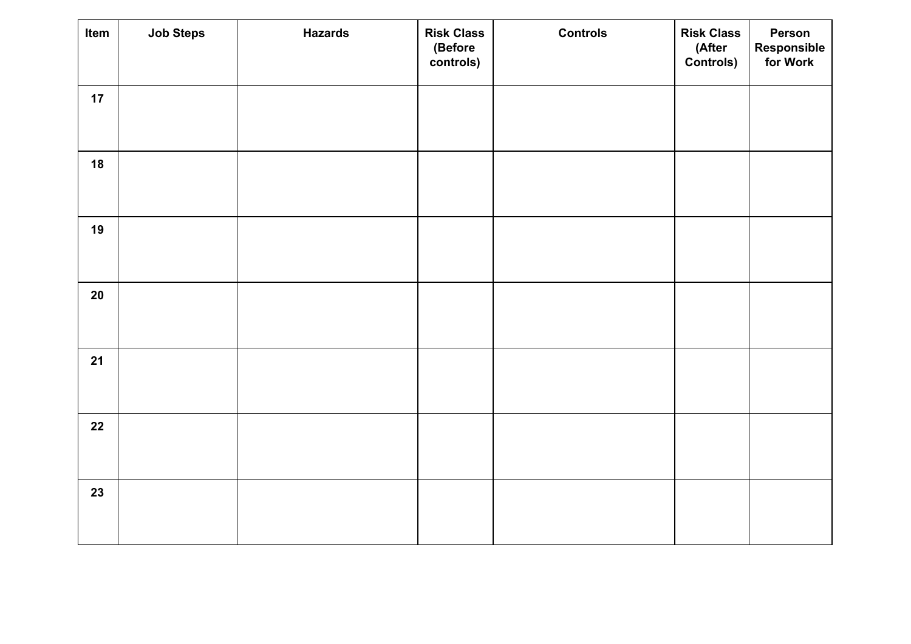| Item | Job Steps | Hazards | Risk Class (Before controls) | Controls | Risk Class (After Controls) | Person Responsible for Work |
| --- | --- | --- | --- | --- | --- | --- |
| 17 | | | | | | |
| 18 | | | | | | |
| 19 | | | | | | |
| 20 | | | | | | |
| 21 | | | | | | |
| 22 | | | | | | |
| 23 | | | | | | |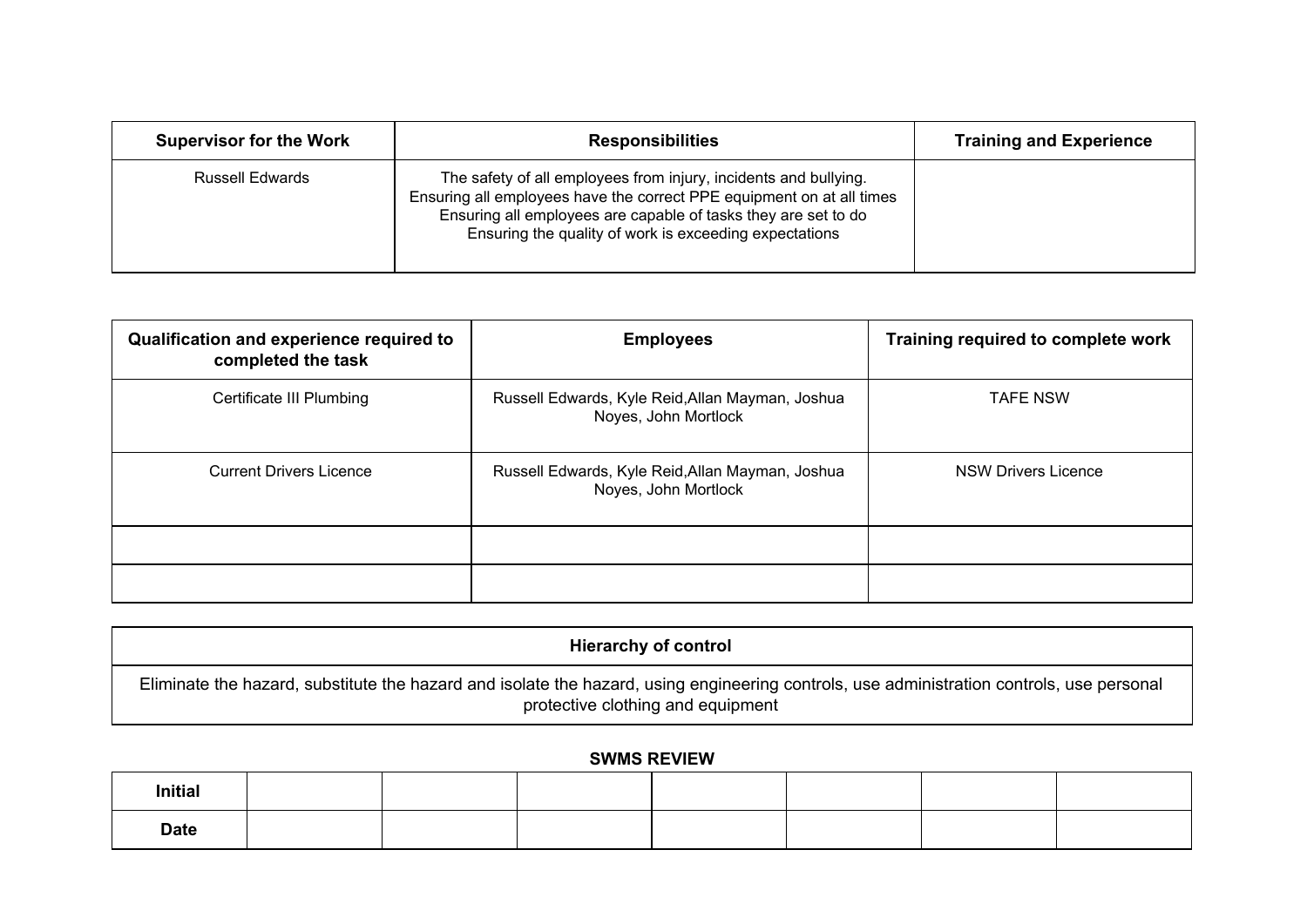| Supervisor for the Work | Responsibilities | Training and Experience |
|---|---|---|
| Russell Edwards | The safety of all employees from injury, incidents and bullying.<br>Ensuring all employees have the correct PPE equipment on at all times<br>Ensuring all employees are capable of tasks they are set to do<br>Ensuring the quality of work is exceeding expectations | |

| Qualification and experience required to completed the task | Employees | Training required to complete work |
|---|---|---|
| Certificate III Plumbing | Russell Edwards, Kyle Reid,Allan Mayman, Joshua Noyes, John Mortlock | TAFE NSW |
| Current Drivers Licence | Russell Edwards, Kyle Reid,Allan Mayman, Joshua Noyes, John Mortlock | NSW Drivers Licence |
| | | |
| | | |

| Hierarchy of control |
|---|
| Eliminate the hazard, substitute the hazard and isolate the hazard, using engineering controls, use administration controls, use personal protective clothing and equipment |

**SWMS REVIEW**

| Initial | | | | | | | |
|---|---|---|---|---|---|---|---|
| **Date** | | | | | | | |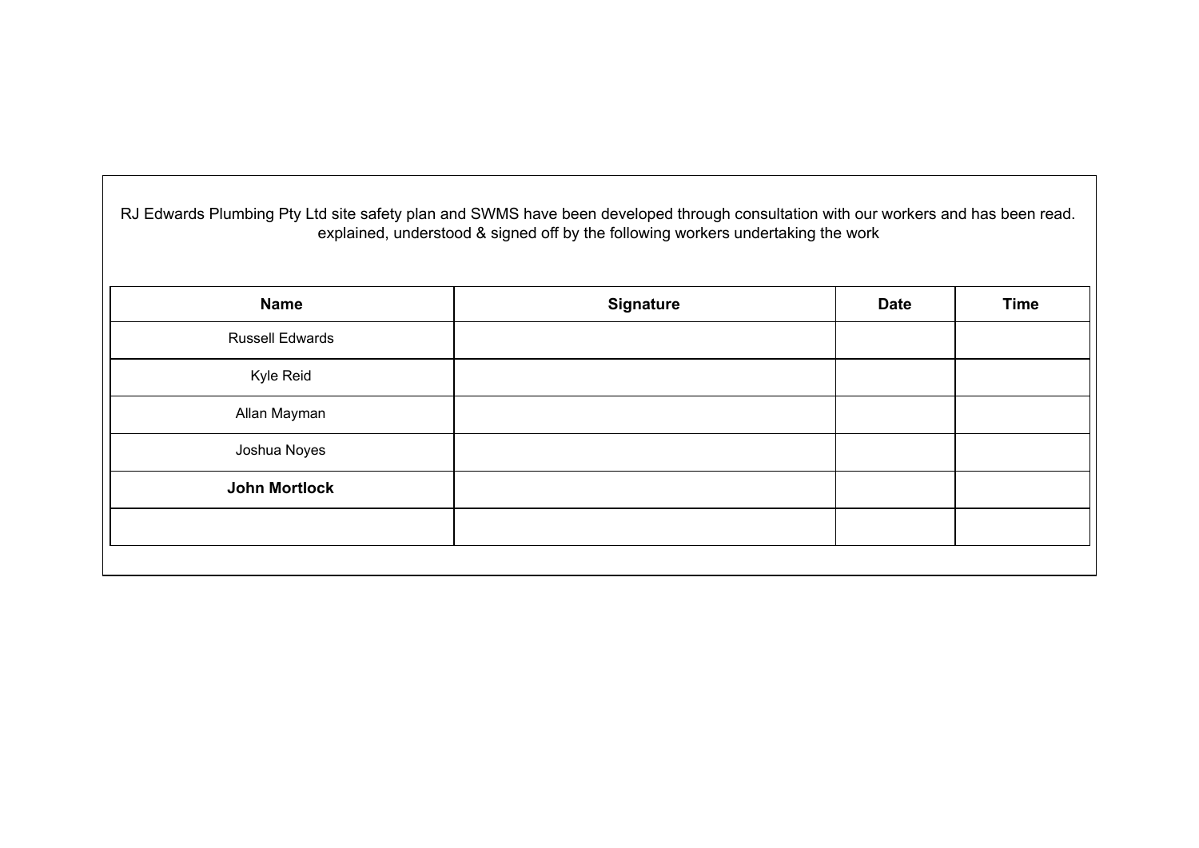RJ Edwards Plumbing Pty Ltd site safety plan and SWMS have been developed through consultation with our workers and has been read. explained, understood & signed off by the following workers undertaking the work

| Name | Signature | Date | Time |
|---|---|---|---|
| Russell Edwards | | | |
| Kyle Reid | | | |
| Allan Mayman | | | |
| Joshua Noyes | | | |
| **John Mortlock** | | | |
| | | | |